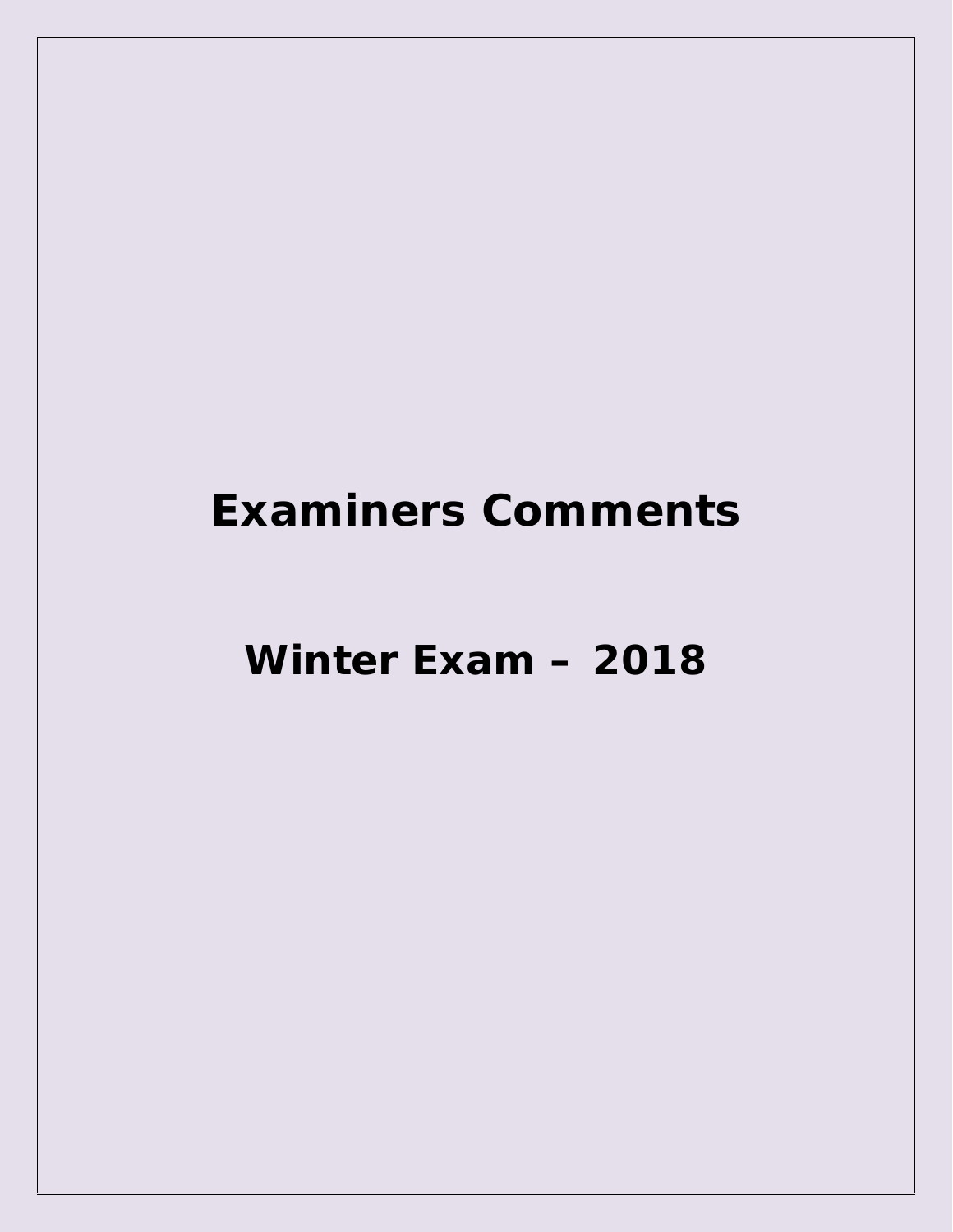# Examiners Comments

# Winter Exam – 2018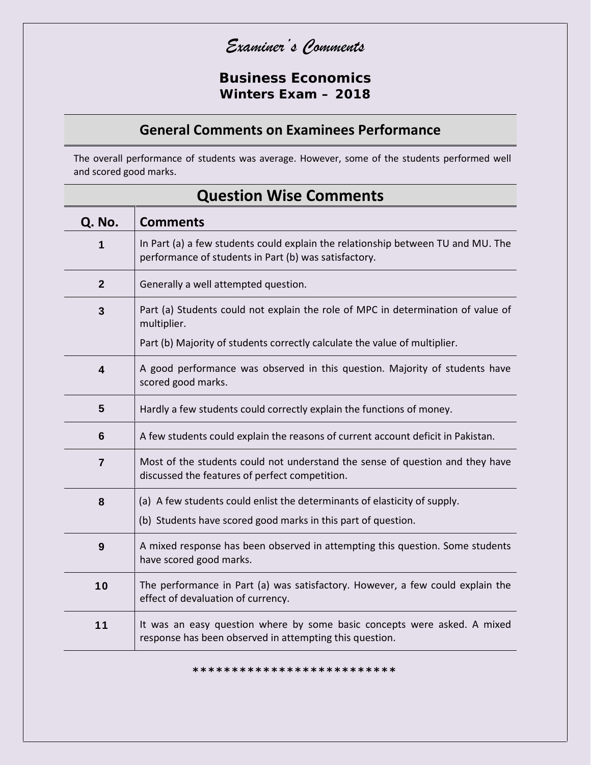# *Examiner's Comments*

## Business Economics
## Winters Exam – 2018

## General Comments on Examinees Performance

The overall performance of students was average. However, some of the students performed well and scored good marks.

## Question Wise Comments

| Q. No. | Comments |
|---|---|
| 1 | In Part (a) a few students could explain the relationship between TU and MU. The performance of students in Part (b) was satisfactory. |
| 2 | Generally a well attempted question. |
| 3 | Part (a) Students could not explain the role of MPC in determination of value of multiplier.<br>Part (b) Majority of students correctly calculate the value of multiplier. |
| 4 | A good performance was observed in this question. Majority of students have scored good marks. |
| 5 | Hardly a few students could correctly explain the functions of money. |
| 6 | A few students could explain the reasons of current account deficit in Pakistan. |
| 7 | Most of the students could not understand the sense of question and they have discussed the features of perfect competition. |
| 8 | (a) A few students could enlist the determinants of elasticity of supply.<br>(b) Students have scored good marks in this part of question. |
| 9 | A mixed response has been observed in attempting this question. Some students have scored good marks. |
| 10 | The performance in Part (a) was satisfactory. However, a few could explain the effect of devaluation of currency. |
| 11 | It was an easy question where by some basic concepts were asked. A mixed response has been observed in attempting this question. |

**************************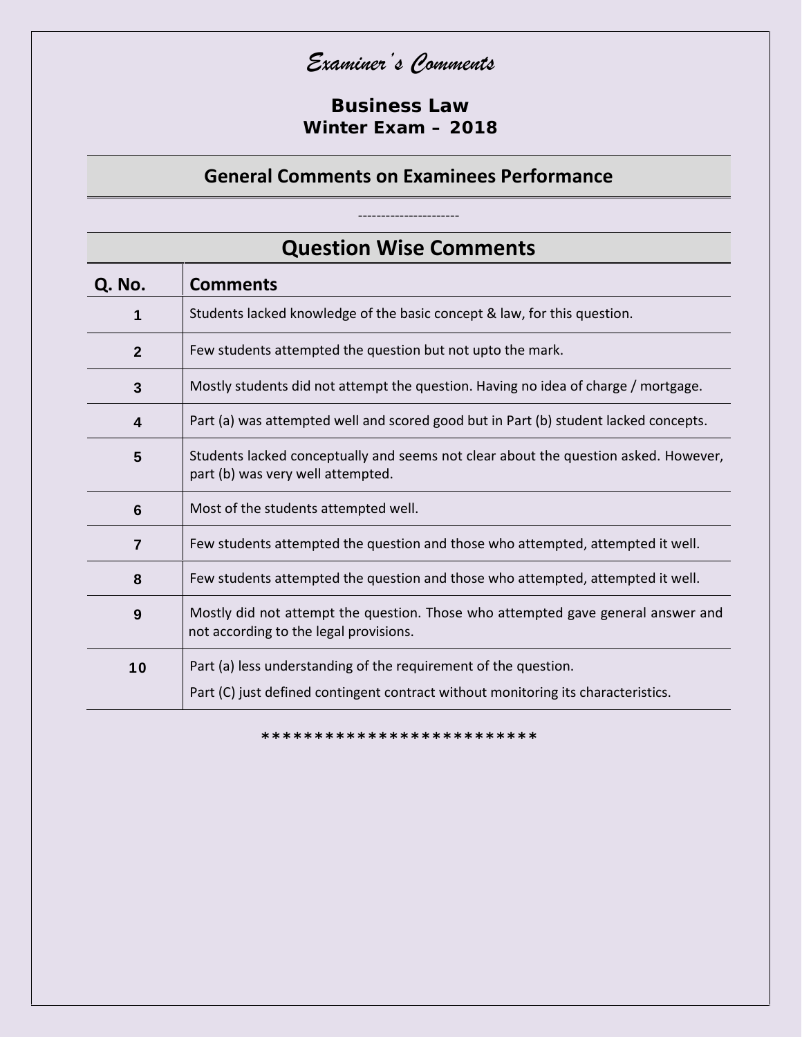# *Examiner's Comments*

## Business Law
## Winter Exam – 2018

## General Comments on Examinees Performance

----------------------

## Question Wise Comments

| Q. No. | Comments |
|---|---|
| 1 | Students lacked knowledge of the basic concept & law, for this question. |
| 2 | Few students attempted the question but not upto the mark. |
| 3 | Mostly students did not attempt the question. Having no idea of charge / mortgage. |
| 4 | Part (a) was attempted well and scored good but in Part (b) student lacked concepts. |
| 5 | Students lacked conceptually and seems not clear about the question asked. However, part (b) was very well attempted. |
| 6 | Most of the students attempted well. |
| 7 | Few students attempted the question and those who attempted, attempted it well. |
| 8 | Few students attempted the question and those who attempted, attempted it well. |
| 9 | Mostly did not attempt the question. Those who attempted gave general answer and not according to the legal provisions. |
| 10 | Part (a) less understanding of the requirement of the question.<br>Part (C) just defined contingent contract without monitoring its characteristics. |

**************************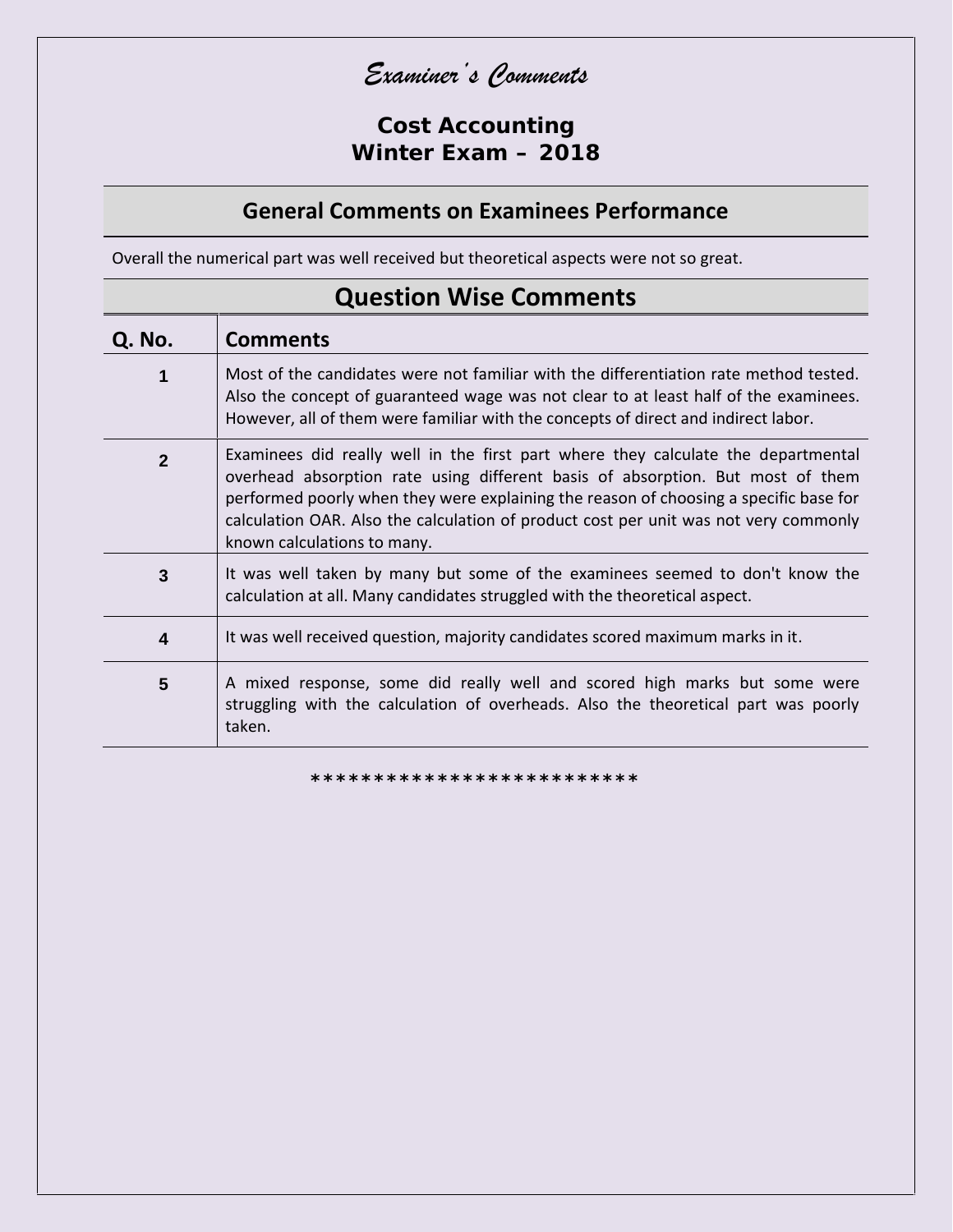# *Examiner's Comments*

## Cost Accounting
## Winter Exam – 2018

### General Comments on Examinees Performance

Overall the numerical part was well received but theoretical aspects were not so great.

### Question Wise Comments

| Q. No. | Comments |
|---|---|
| 1 | Most of the candidates were not familiar with the differentiation rate method tested. Also the concept of guaranteed wage was not clear to at least half of the examinees. However, all of them were familiar with the concepts of direct and indirect labor. |
| 2 | Examinees did really well in the first part where they calculate the departmental overhead absorption rate using different basis of absorption. But most of them performed poorly when they were explaining the reason of choosing a specific base for calculation OAR. Also the calculation of product cost per unit was not very commonly known calculations to many. |
| 3 | It was well taken by many but some of the examinees seemed to don't know the calculation at all. Many candidates struggled with the theoretical aspect. |
| 4 | It was well received question, majority candidates scored maximum marks in it. |
| 5 | A mixed response, some did really well and scored high marks but some were struggling with the calculation of overheads. Also the theoretical part was poorly taken. |

**************************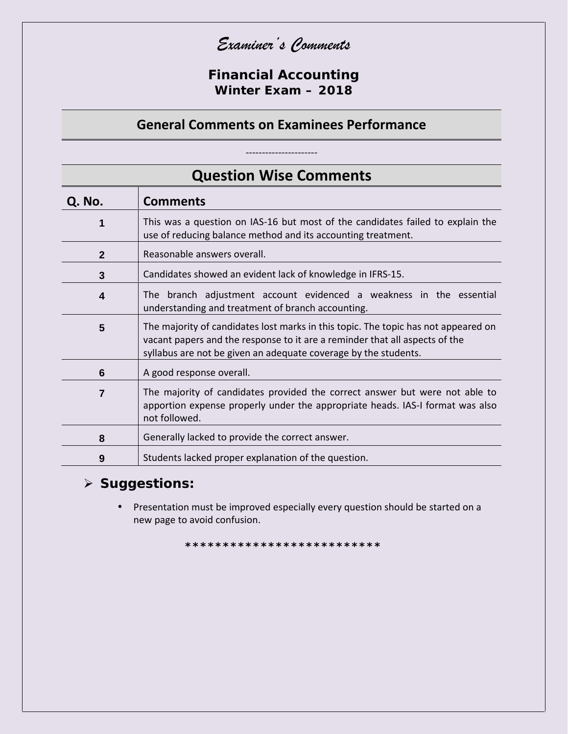# *Examiner's Comments*

## Financial Accounting
### Winter Exam – 2018

## General Comments on Examinees Performance

----------------------

## Question Wise Comments

| Q. No. | Comments |
|---|---|
| 1 | This was a question on IAS-16 but most of the candidates failed to explain the use of reducing balance method and its accounting treatment. |
| 2 | Reasonable answers overall. |
| 3 | Candidates showed an evident lack of knowledge in IFRS-15. |
| 4 | The branch adjustment account evidenced a weakness in the essential understanding and treatment of branch accounting. |
| 5 | The majority of candidates lost marks in this topic. The topic has not appeared on vacant papers and the response to it are a reminder that all aspects of the syllabus are not be given an adequate coverage by the students. |
| 6 | A good response overall. |
| 7 | The majority of candidates provided the correct answer but were not able to apportion expense properly under the appropriate heads. IAS-I format was also not followed. |
| 8 | Generally lacked to provide the correct answer. |
| 9 | Students lacked proper explanation of the question. |

- **Suggestions:**
  - Presentation must be improved especially every question should be started on a new page to avoid confusion.

***************************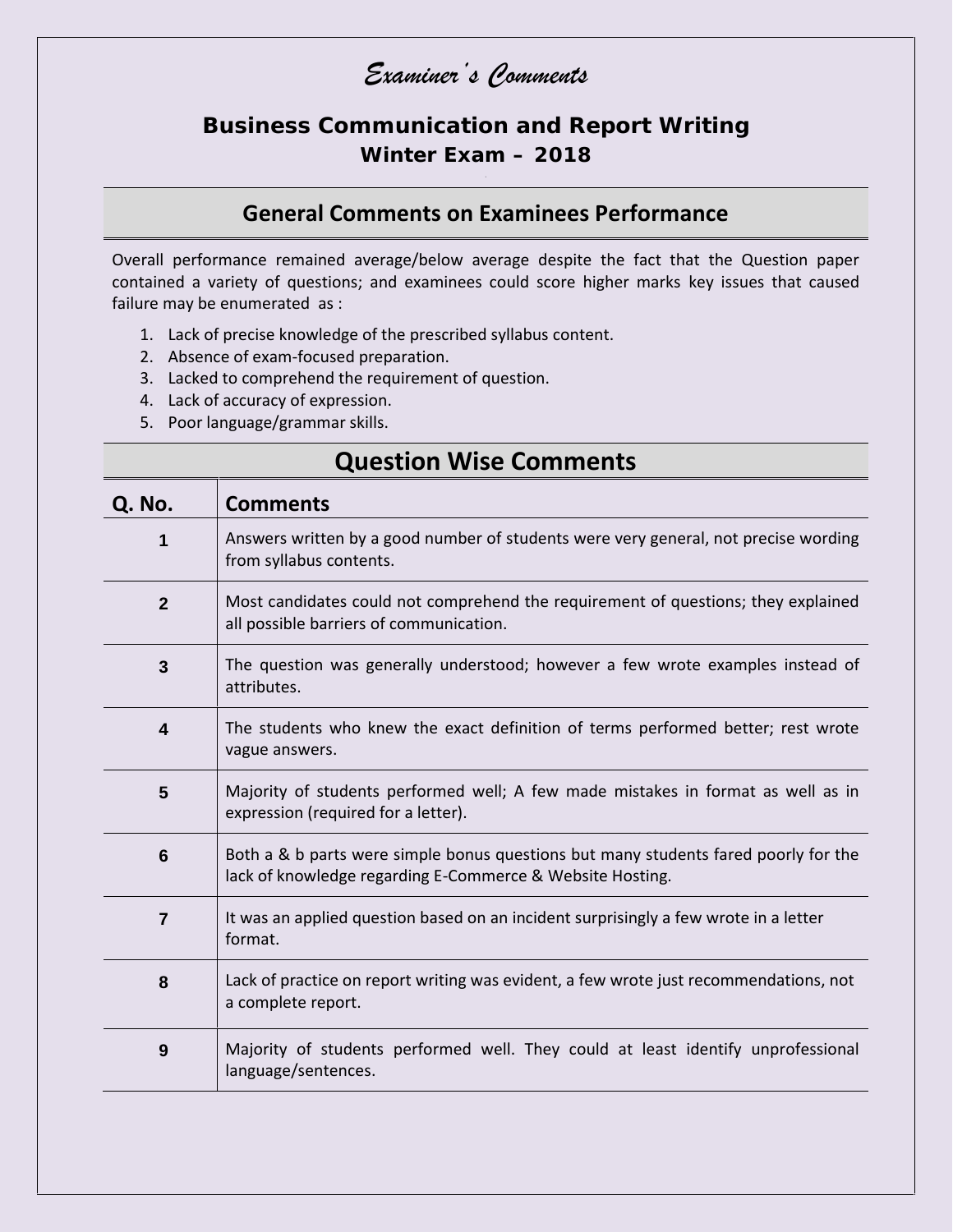# *Examiner's Comments*

## Business Communication and Report Writing
### Winter Exam – 2018

## General Comments on Examinees Performance

Overall performance remained average/below average despite the fact that the Question paper contained a variety of questions; and examinees could score higher marks key issues that caused failure may be enumerated as :

1. Lack of precise knowledge of the prescribed syllabus content.
2. Absence of exam-focused preparation.
3. Lacked to comprehend the requirement of question.
4. Lack of accuracy of expression.
5. Poor language/grammar skills.

## Question Wise Comments

| Q. No. | Comments |
|---|---|
| 1 | Answers written by a good number of students were very general, not precise wording from syllabus contents. |
| 2 | Most candidates could not comprehend the requirement of questions; they explained all possible barriers of communication. |
| 3 | The question was generally understood; however a few wrote examples instead of attributes. |
| 4 | The students who knew the exact definition of terms performed better; rest wrote vague answers. |
| 5 | Majority of students performed well; A few made mistakes in format as well as in expression (required for a letter). |
| 6 | Both a & b parts were simple bonus questions but many students fared poorly for the lack of knowledge regarding E-Commerce & Website Hosting. |
| 7 | It was an applied question based on an incident surprisingly a few wrote in a letter format. |
| 8 | Lack of practice on report writing was evident, a few wrote just recommendations, not a complete report. |
| 9 | Majority of students performed well. They could at least identify unprofessional language/sentences. |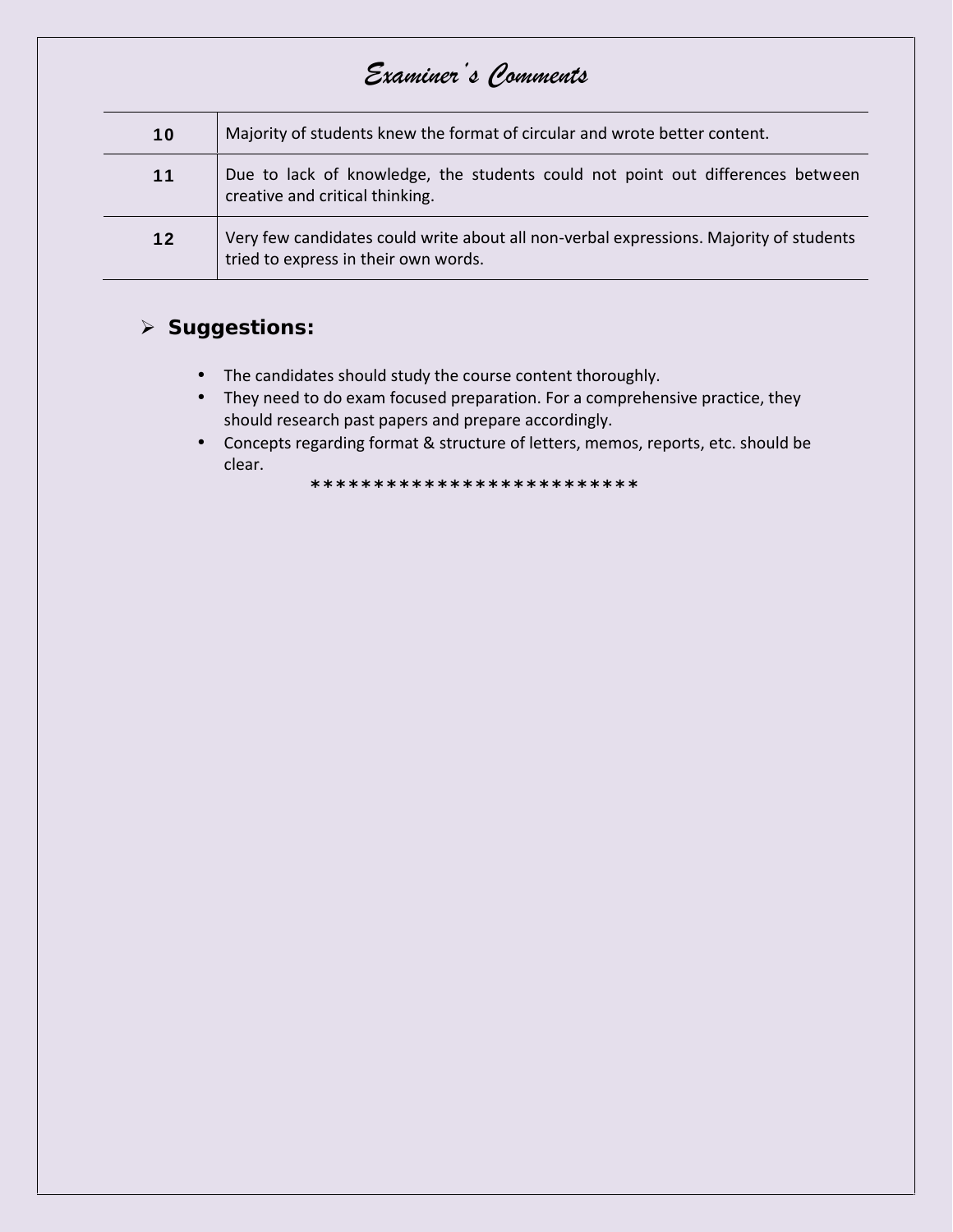# *Examiner's Comments*

| | |
|---|---|
| **10** | Majority of students knew the format of circular and wrote better content. |
| **11** | Due to lack of knowledge, the students could not point out differences between creative and critical thinking. |
| **12** | Very few candidates could write about all non-verbal expressions. Majority of students tried to express in their own words. |

- **Suggestions:**

  - The candidates should study the course content thoroughly.
  - They need to do exam focused preparation. For a comprehensive practice, they should research past papers and prepare accordingly.
  - Concepts regarding format & structure of letters, memos, reports, etc. should be clear.

**************************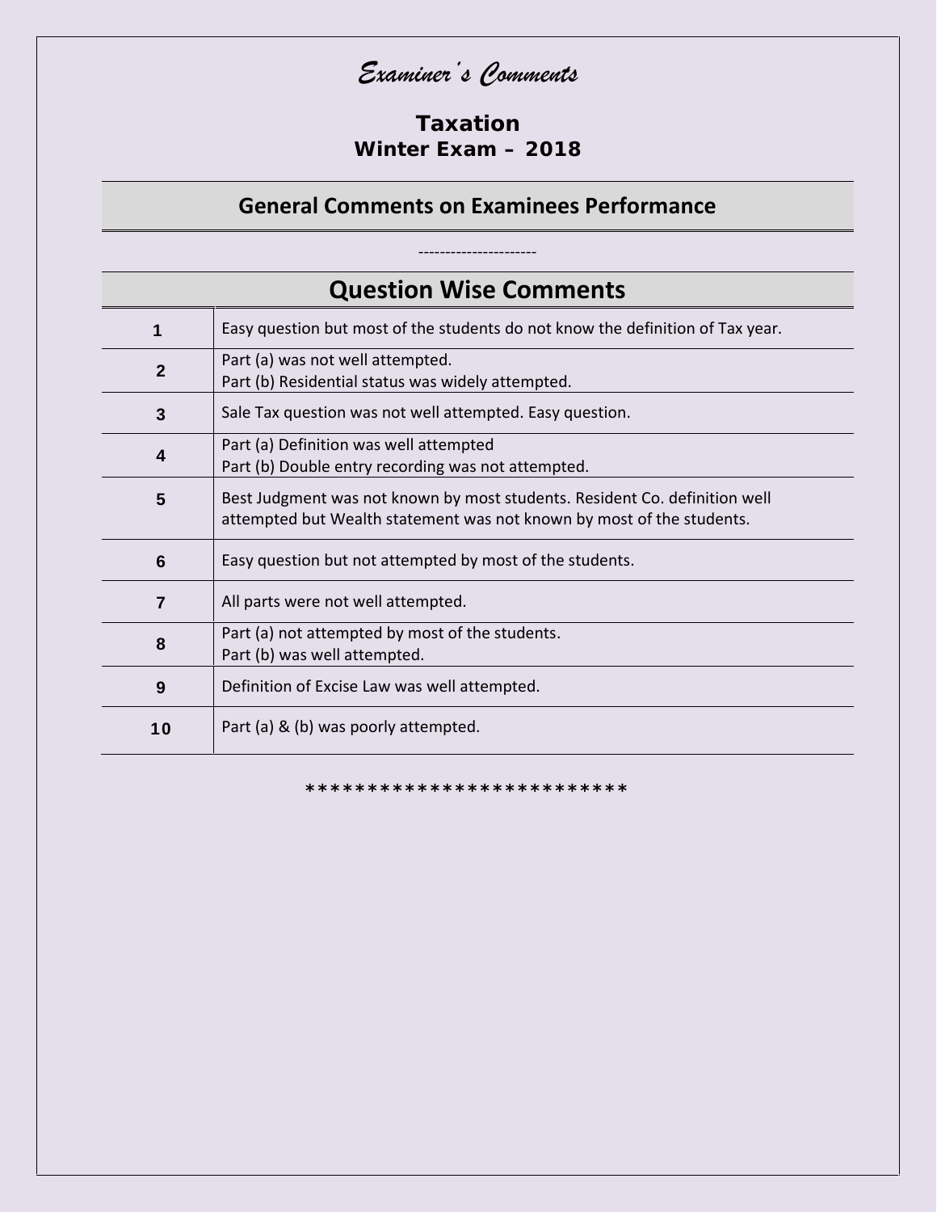# *Examiner's Comments*

## Taxation
### Winter Exam – 2018

## General Comments on Examinees Performance

----------------------

## Question Wise Comments

| | |
|---|---|
| **1** | Easy question but most of the students do not know the definition of Tax year. |
| **2** | Part (a) was not well attempted.<br>Part (b) Residential status was widely attempted. |
| **3** | Sale Tax question was not well attempted. Easy question. |
| **4** | Part (a) Definition was well attempted<br>Part (b) Double entry recording was not attempted. |
| **5** | Best Judgment was not known by most students. Resident Co. definition well attempted but Wealth statement was not known by most of the students. |
| **6** | Easy question but not attempted by most of the students. |
| **7** | All parts were not well attempted. |
| **8** | Part (a) not attempted by most of the students.<br>Part (b) was well attempted. |
| **9** | Definition of Excise Law was well attempted. |
| **10** | Part (a) & (b) was poorly attempted. |

**************************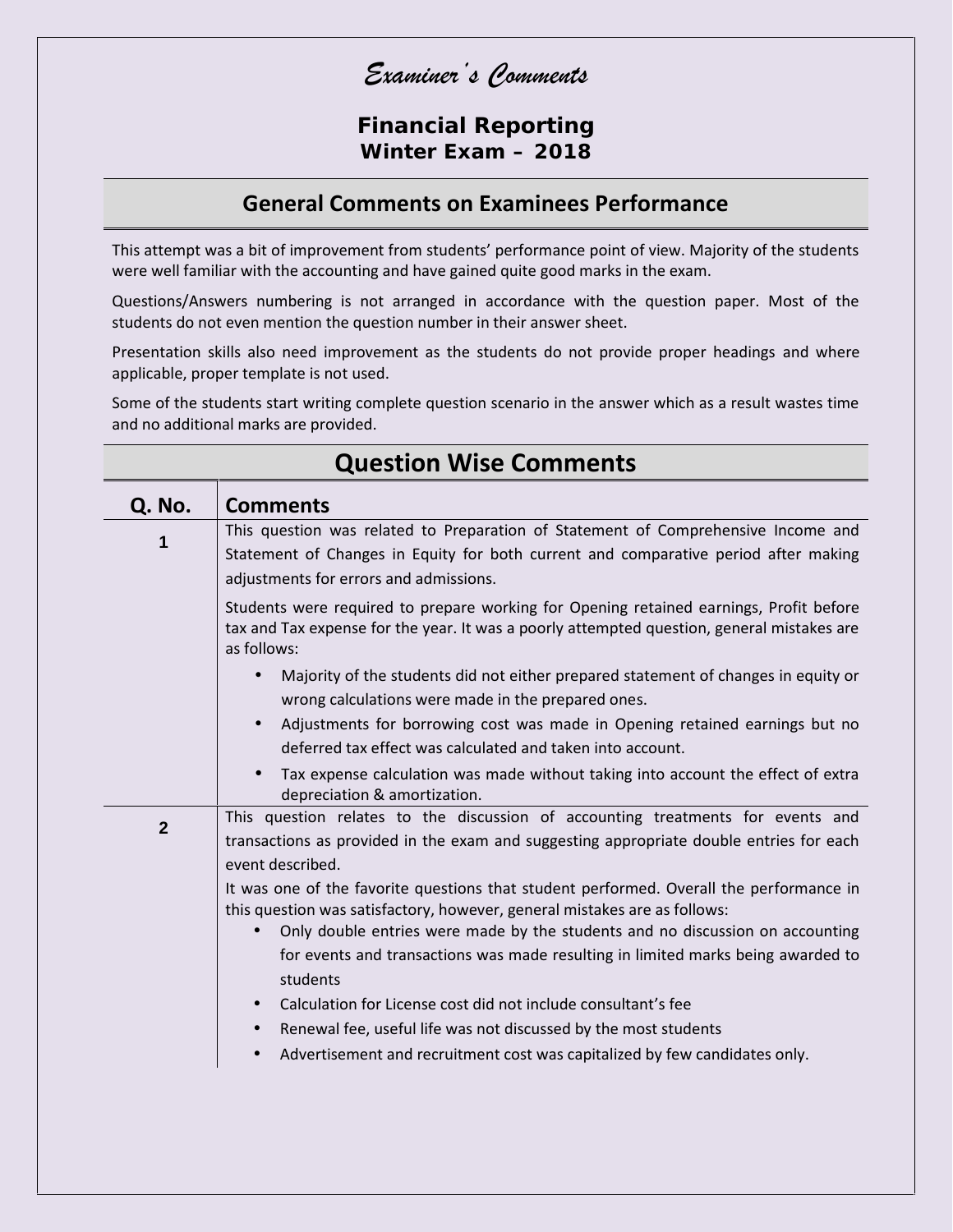# *Examiner's Comments*

## Financial Reporting
### Winter Exam – 2018

## General Comments on Examinees Performance

This attempt was a bit of improvement from students' performance point of view. Majority of the students were well familiar with the accounting and have gained quite good marks in the exam.

Questions/Answers numbering is not arranged in accordance with the question paper. Most of the students do not even mention the question number in their answer sheet.

Presentation skills also need improvement as the students do not provide proper headings and where applicable, proper template is not used.

Some of the students start writing complete question scenario in the answer which as a result wastes time and no additional marks are provided.

## Question Wise Comments

| Q. No. | Comments |
|---|---|
| 1 | This question was related to Preparation of Statement of Comprehensive Income and Statement of Changes in Equity for both current and comparative period after making adjustments for errors and admissions.<br><br>Students were required to prepare working for Opening retained earnings, Profit before tax and Tax expense for the year. It was a poorly attempted question, general mistakes are as follows:<br>• Majority of the students did not either prepared statement of changes in equity or wrong calculations were made in the prepared ones.<br>• Adjustments for borrowing cost was made in Opening retained earnings but no deferred tax effect was calculated and taken into account.<br>• Tax expense calculation was made without taking into account the effect of extra depreciation & amortization. |
| 2 | This question relates to the discussion of accounting treatments for events and transactions as provided in the exam and suggesting appropriate double entries for each event described.<br><br>It was one of the favorite questions that student performed. Overall the performance in this question was satisfactory, however, general mistakes are as follows:<br>• Only double entries were made by the students and no discussion on accounting for events and transactions was made resulting in limited marks being awarded to students<br>• Calculation for License cost did not include consultant's fee<br>• Renewal fee, useful life was not discussed by the most students<br>• Advertisement and recruitment cost was capitalized by few candidates only. |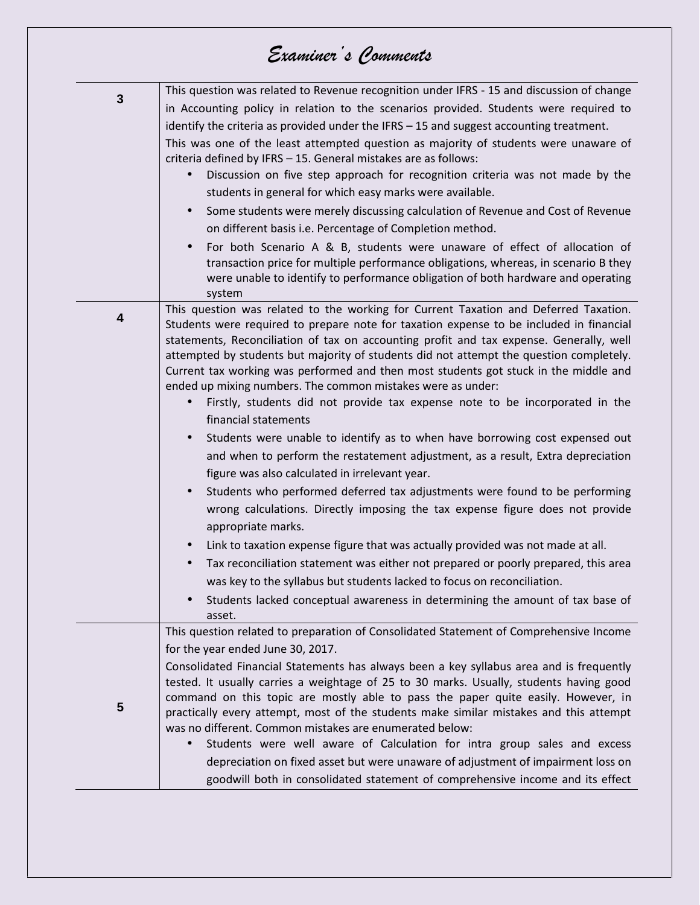# *Examiner's Comments*

| | |
|---|---|
| **3** | This question was related to Revenue recognition under IFRS - 15 and discussion of change in Accounting policy in relation to the scenarios provided. Students were required to identify the criteria as provided under the IFRS – 15 and suggest accounting treatment.<br>This was one of the least attempted question as majority of students were unaware of criteria defined by IFRS – 15. General mistakes are as follows:<br>• Discussion on five step approach for recognition criteria was not made by the students in general for which easy marks were available.<br>• Some students were merely discussing calculation of Revenue and Cost of Revenue on different basis i.e. Percentage of Completion method.<br>• For both Scenario A & B, students were unaware of effect of allocation of transaction price for multiple performance obligations, whereas, in scenario B they were unable to identify to performance obligation of both hardware and operating system |
| **4** | This question was related to the working for Current Taxation and Deferred Taxation. Students were required to prepare note for taxation expense to be included in financial statements, Reconciliation of tax on accounting profit and tax expense. Generally, well attempted by students but majority of students did not attempt the question completely. Current tax working was performed and then most students got stuck in the middle and ended up mixing numbers. The common mistakes were as under:<br>• Firstly, students did not provide tax expense note to be incorporated in the financial statements<br>• Students were unable to identify as to when have borrowing cost expensed out and when to perform the restatement adjustment, as a result, Extra depreciation figure was also calculated in irrelevant year.<br>• Students who performed deferred tax adjustments were found to be performing wrong calculations. Directly imposing the tax expense figure does not provide appropriate marks.<br>• Link to taxation expense figure that was actually provided was not made at all.<br>• Tax reconciliation statement was either not prepared or poorly prepared, this area was key to the syllabus but students lacked to focus on reconciliation.<br>• Students lacked conceptual awareness in determining the amount of tax base of asset. |
| **5** | This question related to preparation of Consolidated Statement of Comprehensive Income for the year ended June 30, 2017.<br>Consolidated Financial Statements has always been a key syllabus area and is frequently tested. It usually carries a weightage of 25 to 30 marks. Usually, students having good command on this topic are mostly able to pass the paper quite easily. However, in practically every attempt, most of the students make similar mistakes and this attempt was no different. Common mistakes are enumerated below:<br>• Students were well aware of Calculation for intra group sales and excess depreciation on fixed asset but were unaware of adjustment of impairment loss on goodwill both in consolidated statement of comprehensive income and its effect |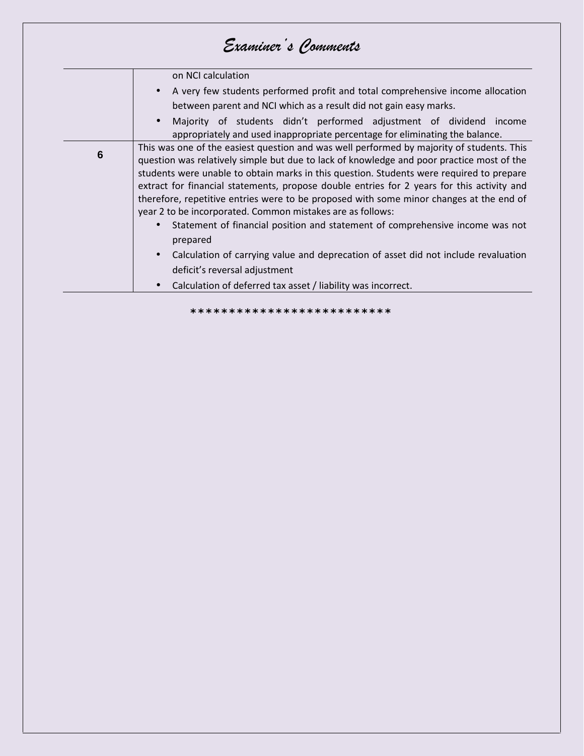# Examiner's Comments

| | |
|---|---|
| | on NCI calculation<br>• A very few students performed profit and total comprehensive income allocation between parent and NCI which as a result did not gain easy marks.<br>• Majority of students didn't performed adjustment of dividend income appropriately and used inappropriate percentage for eliminating the balance. |
| 6 | This was one of the easiest question and was well performed by majority of students. This question was relatively simple but due to lack of knowledge and poor practice most of the students were unable to obtain marks in this question. Students were required to prepare extract for financial statements, propose double entries for 2 years for this activity and therefore, repetitive entries were to be proposed with some minor changes at the end of year 2 to be incorporated. Common mistakes are as follows:<br>• Statement of financial position and statement of comprehensive income was not prepared<br>• Calculation of carrying value and deprecation of asset did not include revaluation deficit's reversal adjustment<br>• Calculation of deferred tax asset / liability was incorrect. |

*************************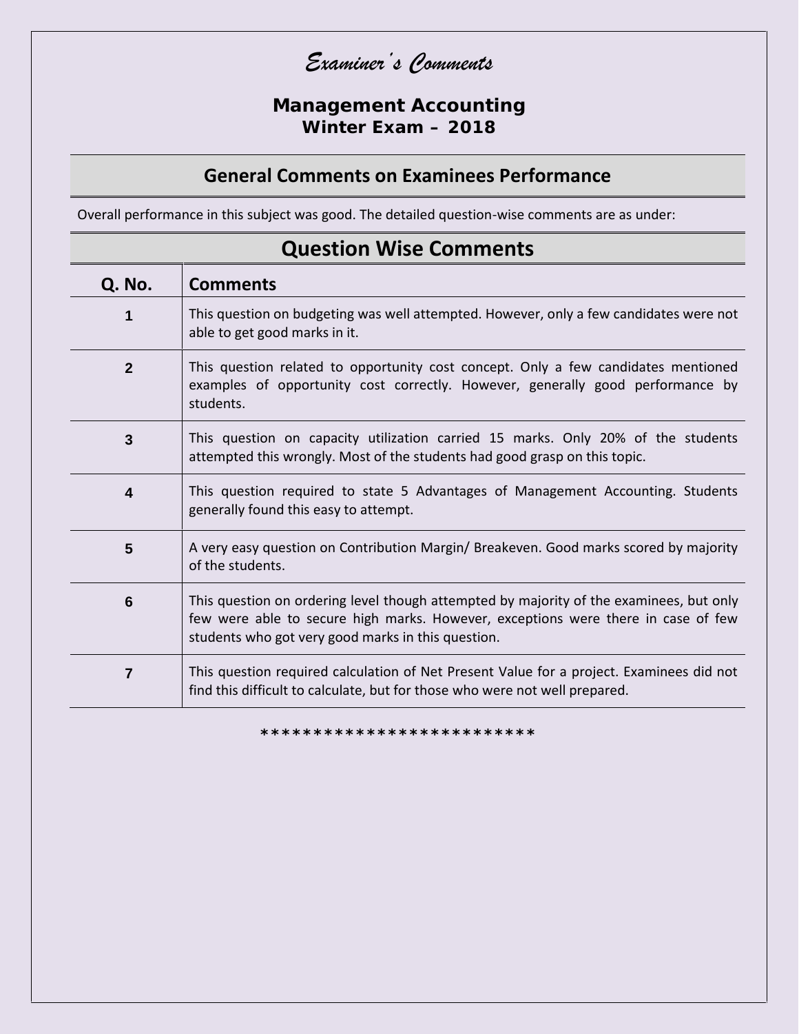# *Examiner's Comments*

## Management Accounting
### Winter Exam – 2018

## General Comments on Examinees Performance

Overall performance in this subject was good. The detailed question-wise comments are as under:

## Question Wise Comments

| Q. No. | Comments |
|---|---|
| 1 | This question on budgeting was well attempted. However, only a few candidates were not able to get good marks in it. |
| 2 | This question related to opportunity cost concept. Only a few candidates mentioned examples of opportunity cost correctly. However, generally good performance by students. |
| 3 | This question on capacity utilization carried 15 marks. Only 20% of the students attempted this wrongly. Most of the students had good grasp on this topic. |
| 4 | This question required to state 5 Advantages of Management Accounting. Students generally found this easy to attempt. |
| 5 | A very easy question on Contribution Margin/ Breakeven. Good marks scored by majority of the students. |
| 6 | This question on ordering level though attempted by majority of the examinees, but only few were able to secure high marks. However, exceptions were there in case of few students who got very good marks in this question. |
| 7 | This question required calculation of Net Present Value for a project. Examinees did not find this difficult to calculate, but for those who were not well prepared. |

**************************